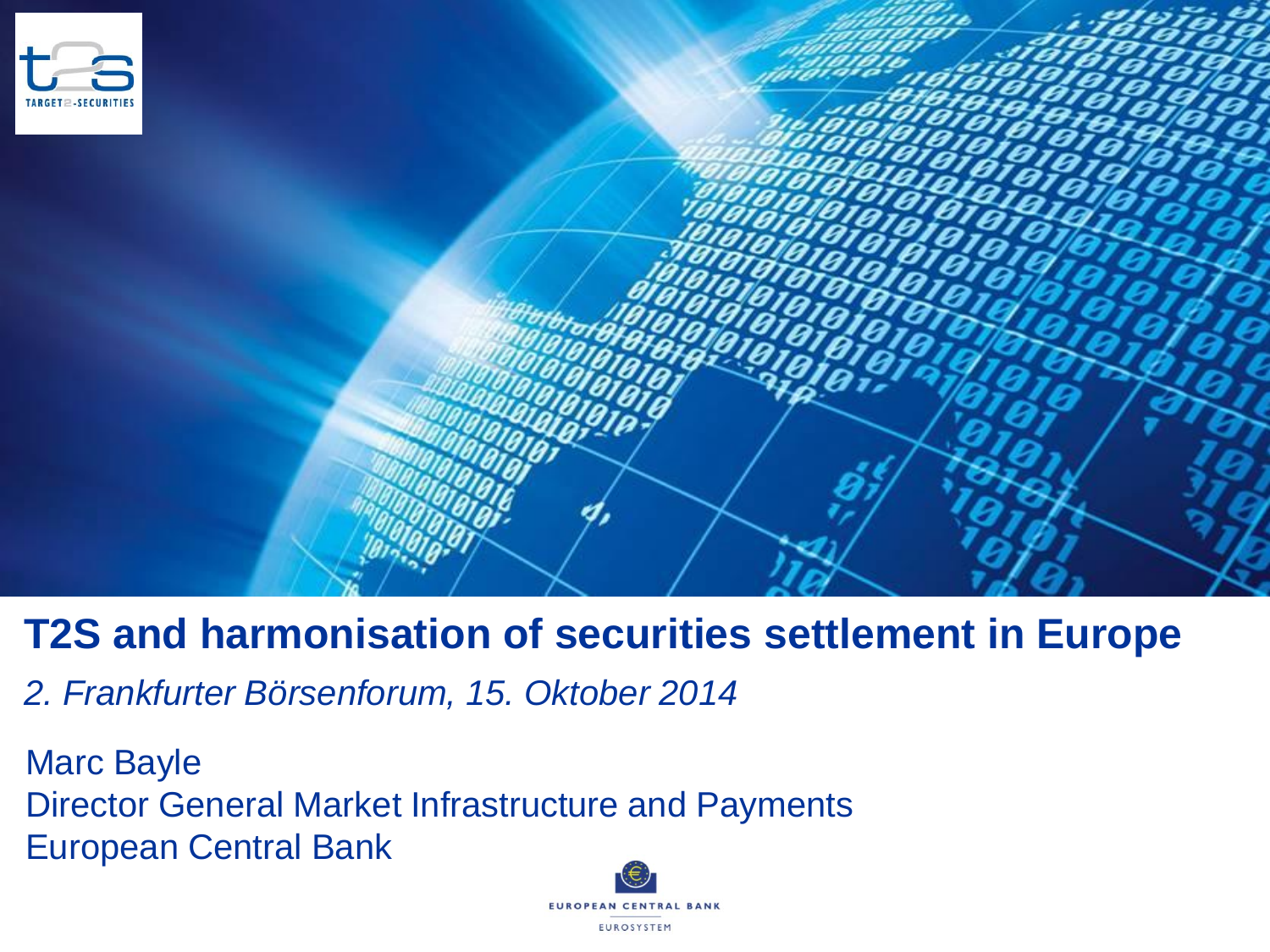# T2S and harmonisation of securities settlement in Europe

*2. Frankfurter Börsenforum, 15. Oktober 2014*

Marc Bayle
Director General Market Infrastructure and Payments
European Central Bank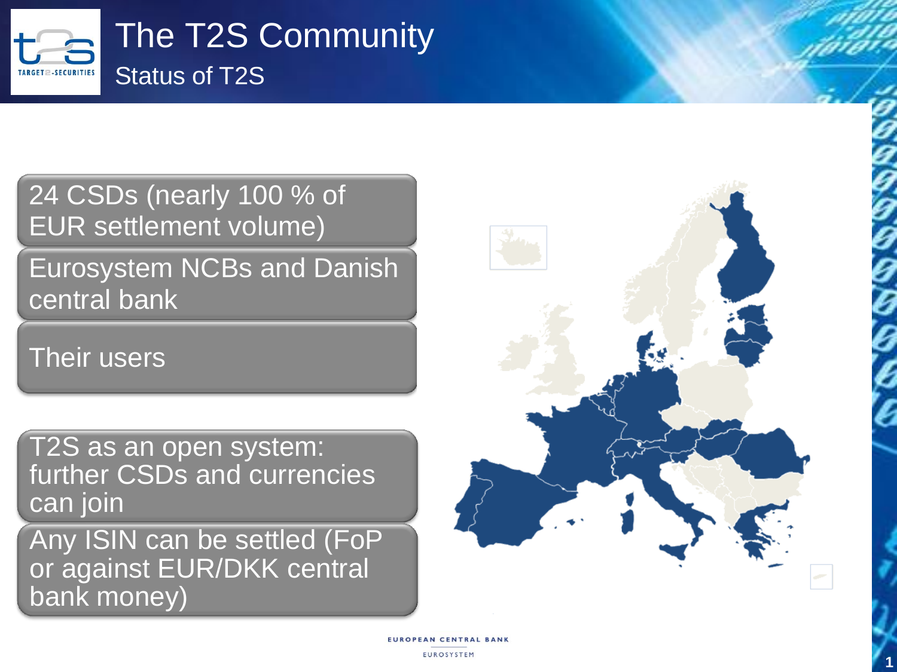# The T2S Community

## Status of T2S

- 24 CSDs (nearly 100 % of EUR settlement volume)
- Eurosystem NCBs and Danish central bank
- Their users

- T2S as an open system: further CSDs and currencies can join
- Any ISIN can be settled (FoP or against EUR/DKK central bank money)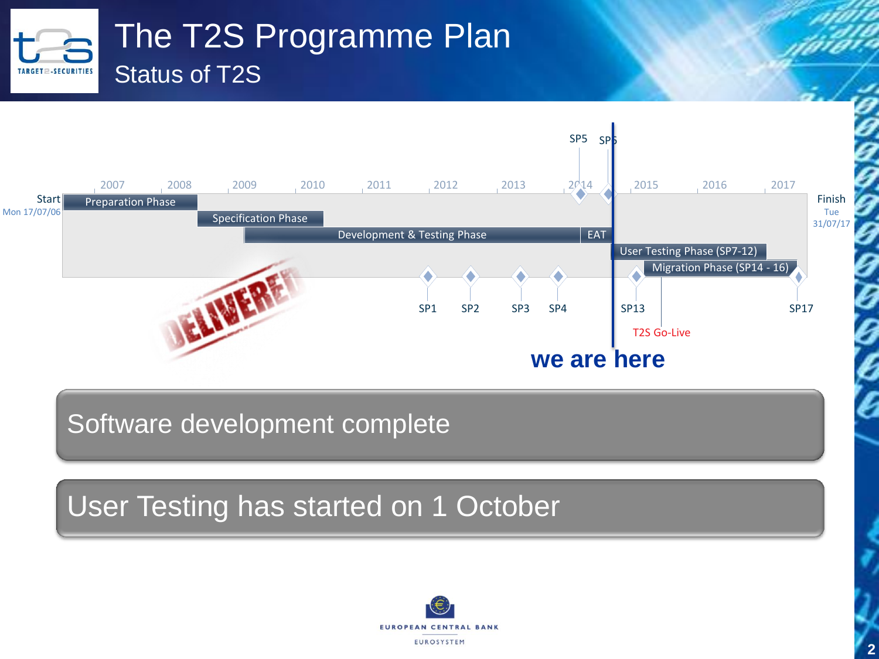# The T2S Programme Plan

## Status of T2S

Start Mon 17/07/06

2007 2008 2009 2010 2011 2012 2013 2014 2015 2016 2017

Finish Tue 31/07/17

Preparation Phase

Specification Phase

Development & Testing Phase

EAT

User Testing Phase (SP7-12)

Migration Phase (SP14 - 16)

SP1 SP2 SP3 SP4 SP5 SP6 SP13 SP17

T2S Go-Live

DELIVERED

**we are here**

Software development complete

User Testing has started on 1 October

EUROPEAN CENTRAL BANK

EUROSYSTEM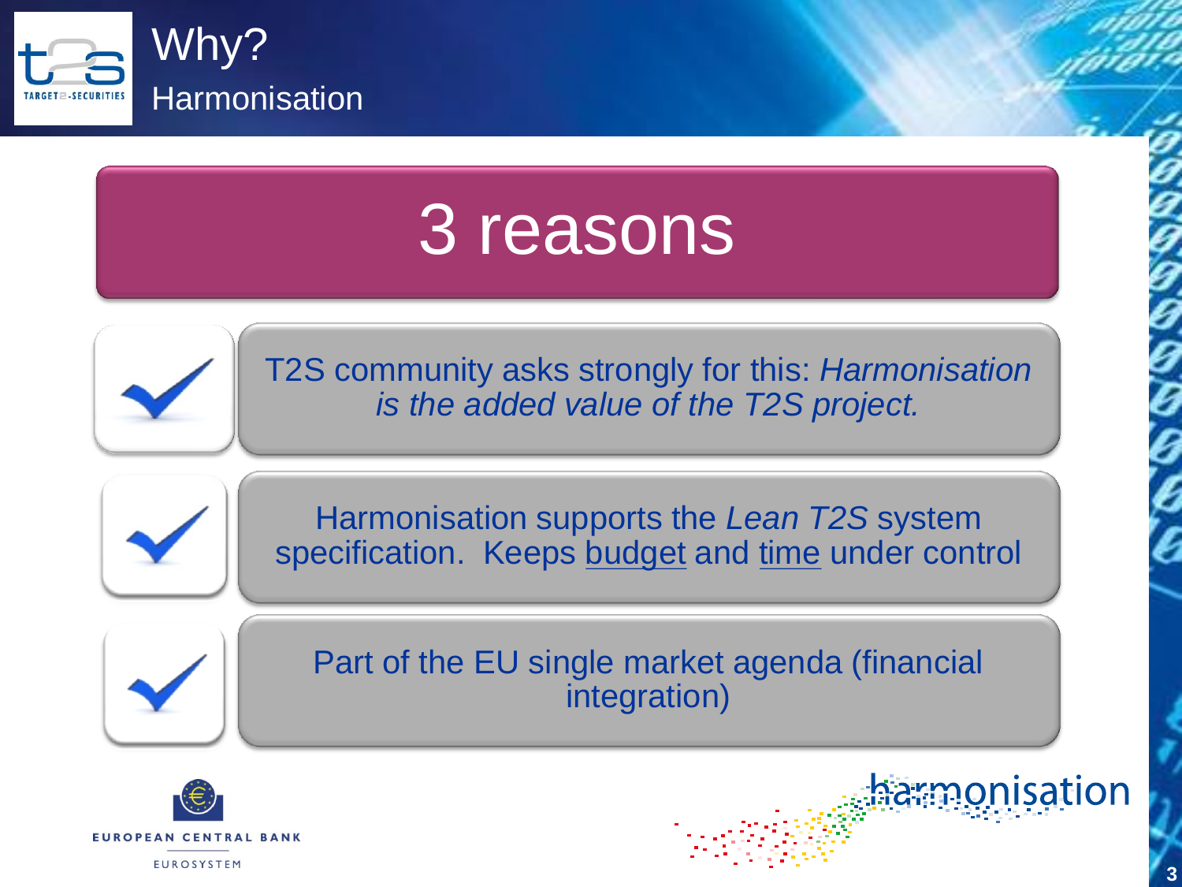# Why?

## Harmonisation

### 3 reasons

- T2S community asks strongly for this: *Harmonisation is the added value of the T2S project.*
- Harmonisation supports the *Lean T2S* system specification. Keeps budget and time under control
- Part of the EU single market agenda (financial integration)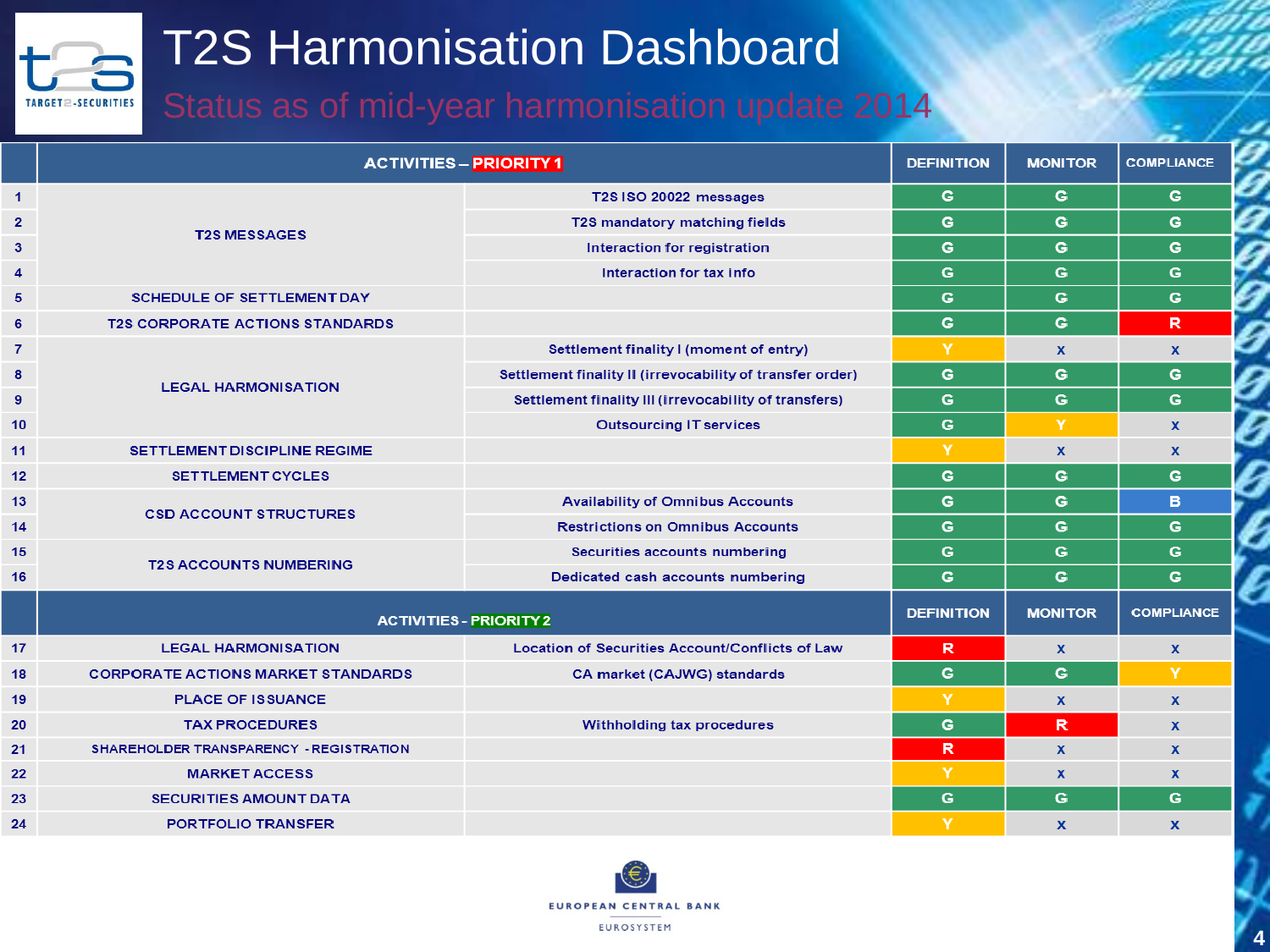# T2S Harmonisation Dashboard

## Status as of mid-year harmonisation update 2014

| # | ACTIVITIES – PRIORITY 1 | | DEFINITION | MONITOR | COMPLIANCE |
|---|---|---|---|---|---|
| 1 | T2S MESSAGES | T2S ISO 20022 messages | G | G | G |
| 2 | | T2S mandatory matching fields | G | G | G |
| 3 | | Interaction for registration | G | G | G |
| 4 | | Interaction for tax info | G | G | G |
| 5 | SCHEDULE OF SETTLEMENT DAY | | G | G | G |
| 6 | T2S CORPORATE ACTIONS STANDARDS | | G | G | R |
| 7 | LEGAL HARMONISATION | Settlement finality I (moment of entry) | Y | x | x |
| 8 | | Settlement finality II (irrevocability of transfer order) | G | G | G |
| 9 | | Settlement finality III (irrevocability of transfers) | G | G | G |
| 10 | | Outsourcing IT services | G | Y | x |
| 11 | SETTLEMENT DISCIPLINE REGIME | | Y | x | x |
| 12 | SETTLEMENT CYCLES | | G | G | G |
| 13 | CSD ACCOUNT STRUCTURES | Availability of Omnibus Accounts | G | G | B |
| 14 | | Restrictions on Omnibus Accounts | G | G | G |
| 15 | T2S ACCOUNTS NUMBERING | Securities accounts numbering | G | G | G |
| 16 | | Dedicated cash accounts numbering | G | G | G |
| | **ACTIVITIES - PRIORITY 2** | | **DEFINITION** | **MONITOR** | **COMPLIANCE** |
| 17 | LEGAL HARMONISATION | Location of Securities Account/Conflicts of Law | R | x | x |
| 18 | CORPORATE ACTIONS MARKET STANDARDS | CA market (CAJWG) standards | G | G | Y |
| 19 | PLACE OF ISSUANCE | | Y | x | x |
| 20 | TAX PROCEDURES | Withholding tax procedures | G | R | x |
| 21 | SHAREHOLDER TRANSPARENCY - REGISTRATION | | R | x | x |
| 22 | MARKET ACCESS | | Y | x | x |
| 23 | SECURITIES AMOUNT DATA | | G | G | G |
| 24 | PORTFOLIO TRANSFER | | Y | x | x |

EUROPEAN CENTRAL BANK
EUROSYSTEM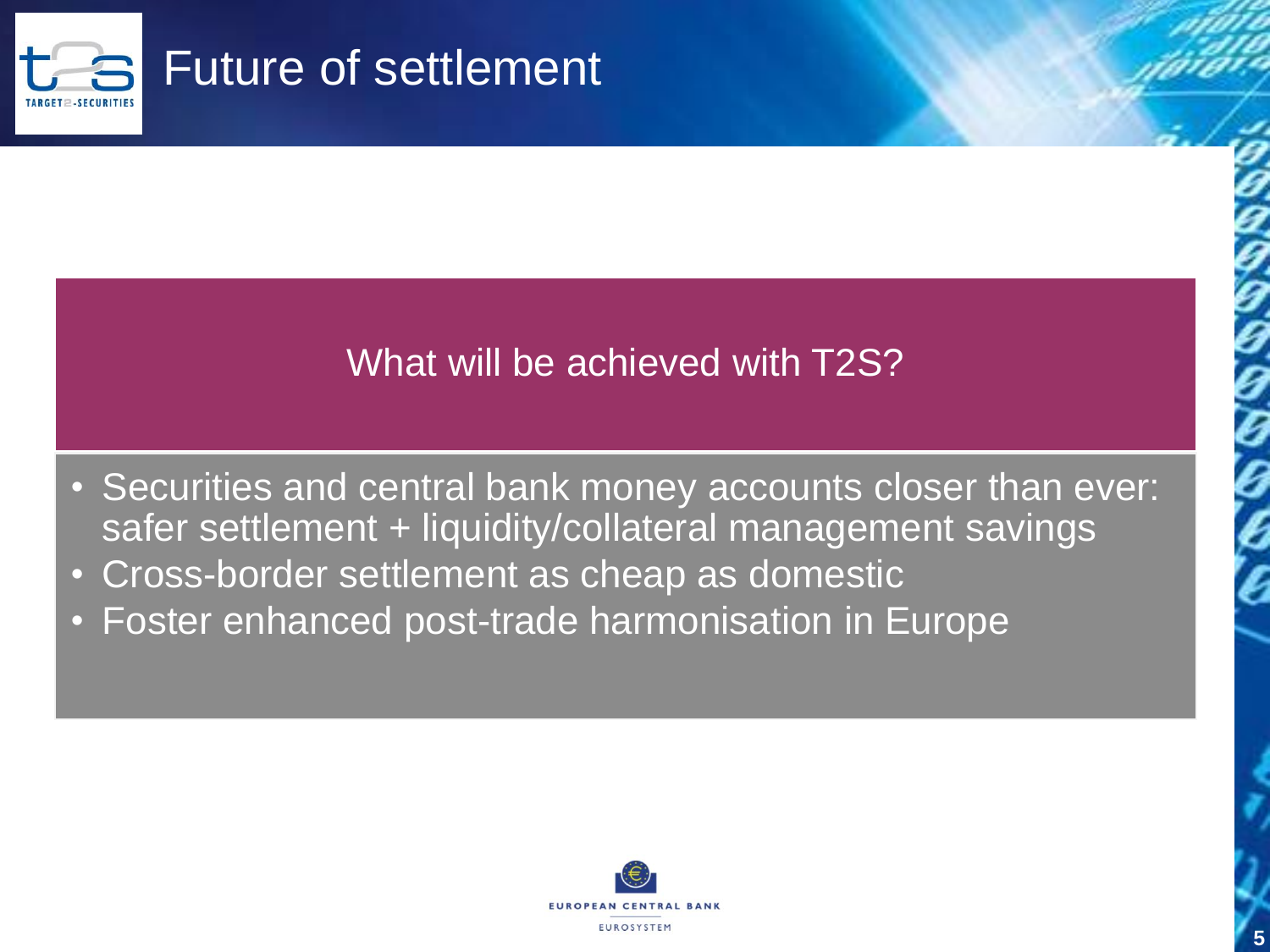# Future of settlement

## What will be achieved with T2S?

- Securities and central bank money accounts closer than ever: safer settlement + liquidity/collateral management savings
- Cross-border settlement as cheap as domestic
- Foster enhanced post-trade harmonisation in Europe